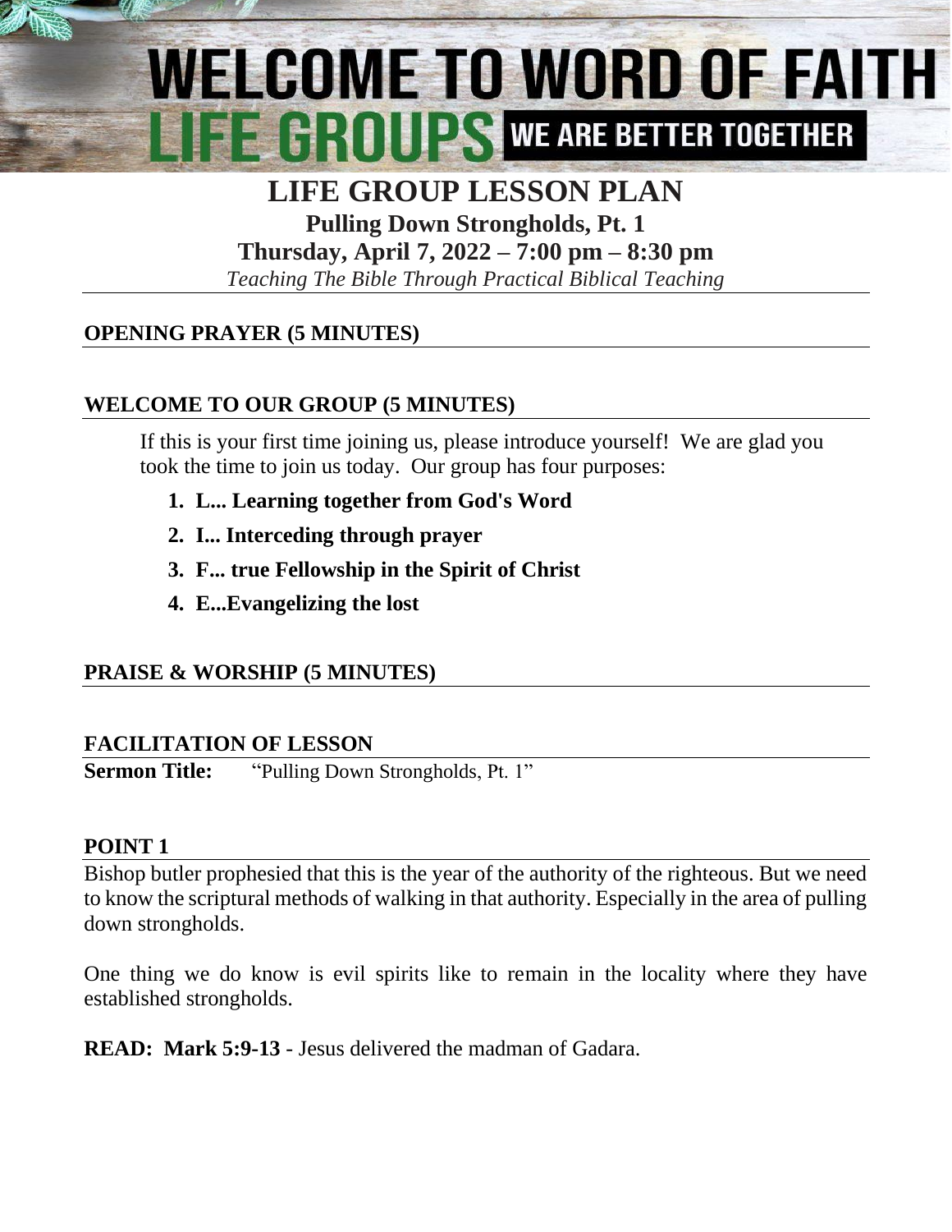# WELCOME TO WORD OF FAITH LIFE GROUPS

**WE ARE BETTER TOGETHER**

## LIFE GROUP LESSON PLAN

**Pulling Down Strongholds, Pt. 1**

**Thursday, April 7, 2022 – 7:00 pm – 8:30 pm**

*Teaching The Bible Through Practical Biblical Teaching*

### OPENING PRAYER (5 MINUTES)

### WELCOME TO OUR GROUP (5 MINUTES)

If this is your first time joining us, please introduce yourself! We are glad you took the time to join us today. Our group has four purposes:

1. **L... Learning together from God's Word**
2. **I... Interceding through prayer**
3. **F... true Fellowship in the Spirit of Christ**
4. **E...Evangelizing the lost**

### PRAISE & WORSHIP (5 MINUTES)

### FACILITATION OF LESSON

**Sermon Title:** "Pulling Down Strongholds, Pt. 1"

### POINT 1

Bishop butler prophesied that this is the year of the authority of the righteous. But we need to know the scriptural methods of walking in that authority. Especially in the area of pulling down strongholds.

One thing we do know is evil spirits like to remain in the locality where they have established strongholds.

**READ: Mark 5:9-13** - Jesus delivered the madman of Gadara.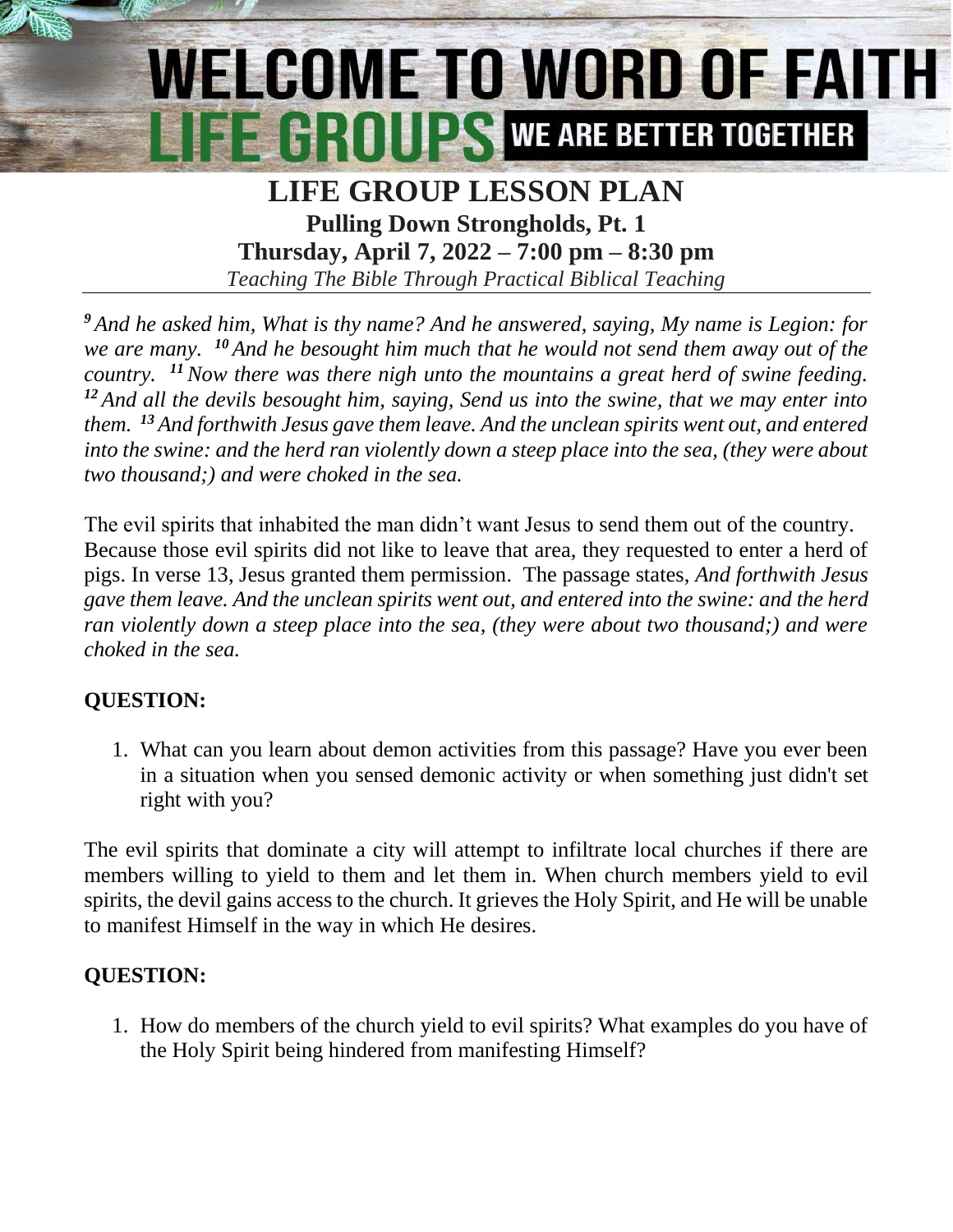# WELCOME TO WORD OF FAITH LIFE GROUPS WE ARE BETTER TOGETHER

## LIFE GROUP LESSON PLAN

### Pulling Down Strongholds, Pt. 1

### Thursday, April 7, 2022 – 7:00 pm – 8:30 pm

*Teaching The Bible Through Practical Biblical Teaching*

***9*** *And he asked him, What is thy name? And he answered, saying, My name is Legion: for we are many.* ***10*** *And he besought him much that he would not send them away out of the country.* ***11*** *Now there was there nigh unto the mountains a great herd of swine feeding.* ***12*** *And all the devils besought him, saying, Send us into the swine, that we may enter into them.* ***13*** *And forthwith Jesus gave them leave. And the unclean spirits went out, and entered into the swine: and the herd ran violently down a steep place into the sea, (they were about two thousand;) and were choked in the sea.*

The evil spirits that inhabited the man didn't want Jesus to send them out of the country. Because those evil spirits did not like to leave that area, they requested to enter a herd of pigs. In verse 13, Jesus granted them permission. The passage states, *And forthwith Jesus gave them leave. And the unclean spirits went out, and entered into the swine: and the herd ran violently down a steep place into the sea, (they were about two thousand;) and were choked in the sea.*

**QUESTION:**

1. What can you learn about demon activities from this passage? Have you ever been in a situation when you sensed demonic activity or when something just didn't set right with you?

The evil spirits that dominate a city will attempt to infiltrate local churches if there are members willing to yield to them and let them in. When church members yield to evil spirits, the devil gains access to the church. It grieves the Holy Spirit, and He will be unable to manifest Himself in the way in which He desires.

**QUESTION:**

1. How do members of the church yield to evil spirits? What examples do you have of the Holy Spirit being hindered from manifesting Himself?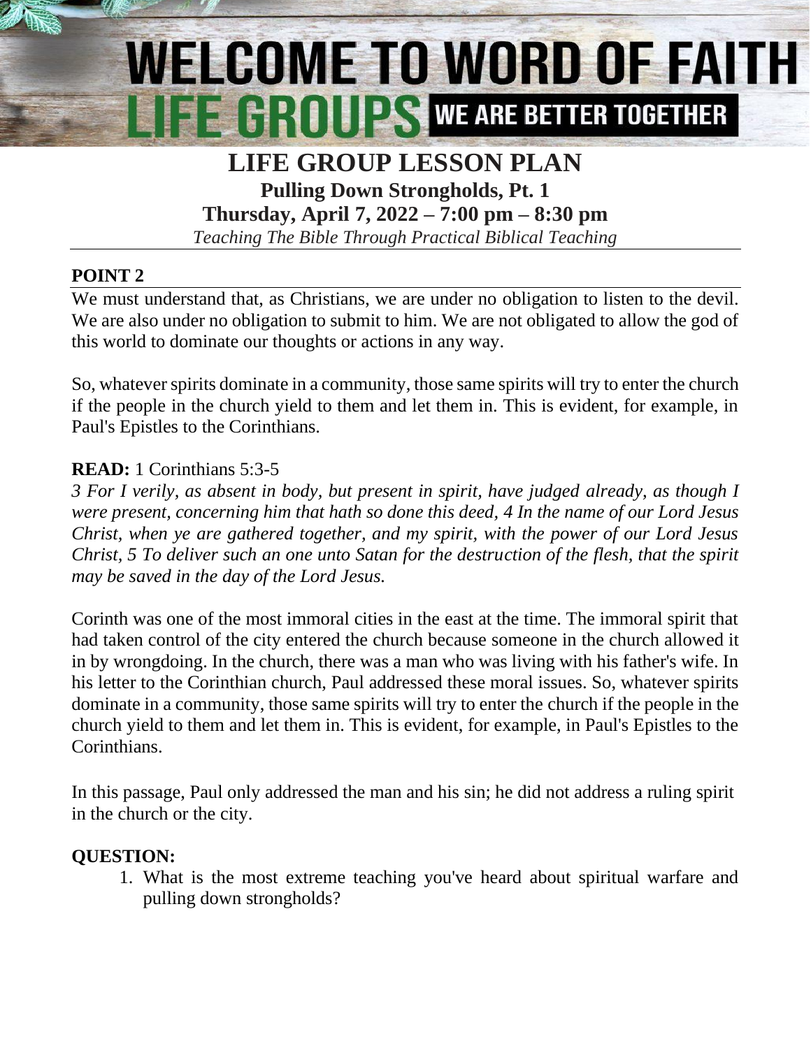# WELCOME TO WORD OF FAITH LIFE GROUPS WE ARE BETTER TOGETHER

## LIFE GROUP LESSON PLAN

**Pulling Down Strongholds, Pt. 1**

**Thursday, April 7, 2022 – 7:00 pm – 8:30 pm**

*Teaching The Bible Through Practical Biblical Teaching*

### POINT 2

We must understand that, as Christians, we are under no obligation to listen to the devil. We are also under no obligation to submit to him. We are not obligated to allow the god of this world to dominate our thoughts or actions in any way.

So, whatever spirits dominate in a community, those same spirits will try to enter the church if the people in the church yield to them and let them in. This is evident, for example, in Paul's Epistles to the Corinthians.

**READ:** 1 Corinthians 5:3-5

*3 For I verily, as absent in body, but present in spirit, have judged already, as though I were present, concerning him that hath so done this deed, 4 In the name of our Lord Jesus Christ, when ye are gathered together, and my spirit, with the power of our Lord Jesus Christ, 5 To deliver such an one unto Satan for the destruction of the flesh, that the spirit may be saved in the day of the Lord Jesus.*

Corinth was one of the most immoral cities in the east at the time. The immoral spirit that had taken control of the city entered the church because someone in the church allowed it in by wrongdoing. In the church, there was a man who was living with his father's wife. In his letter to the Corinthian church, Paul addressed these moral issues. So, whatever spirits dominate in a community, those same spirits will try to enter the church if the people in the church yield to them and let them in. This is evident, for example, in Paul's Epistles to the Corinthians.

In this passage, Paul only addressed the man and his sin; he did not address a ruling spirit in the church or the city.

**QUESTION:**

1. What is the most extreme teaching you've heard about spiritual warfare and pulling down strongholds?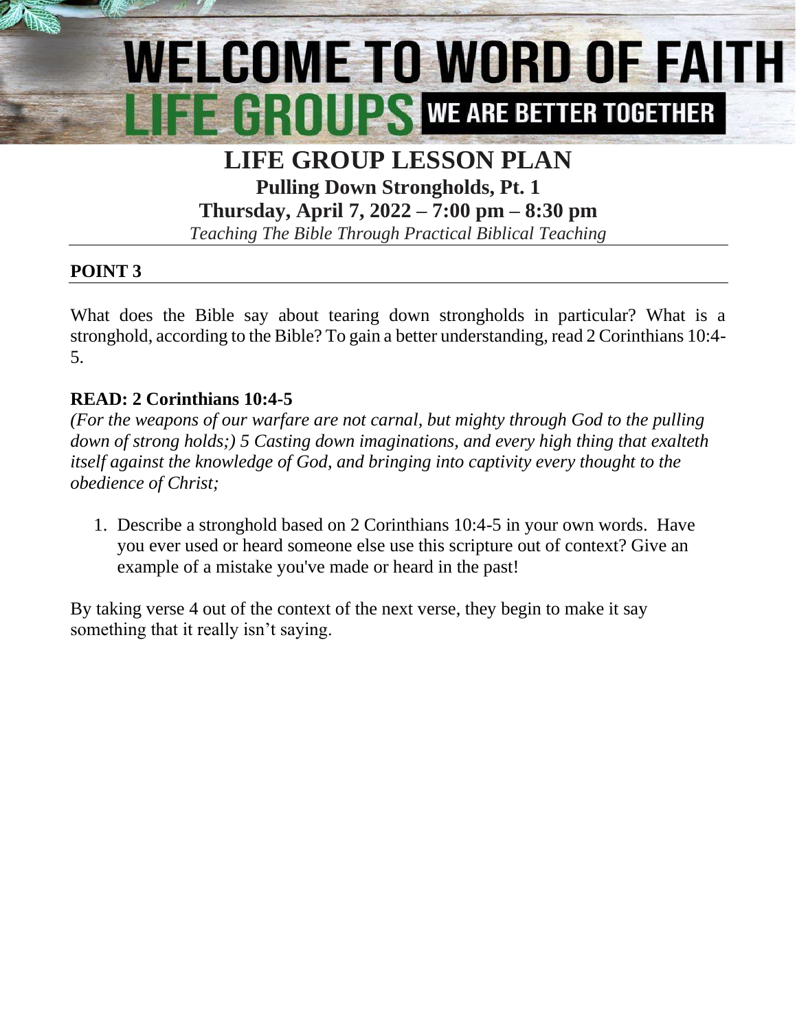# WELCOME TO WORD OF FAITH LIFE GROUPS WE ARE BETTER TOGETHER

## LIFE GROUP LESSON PLAN

**Pulling Down Strongholds, Pt. 1**

**Thursday, April 7, 2022 – 7:00 pm – 8:30 pm**

*Teaching The Bible Through Practical Biblical Teaching*

### POINT 3

What does the Bible say about tearing down strongholds in particular? What is a stronghold, according to the Bible? To gain a better understanding, read 2 Corinthians 10:4-5.

**READ: 2 Corinthians 10:4-5**

*(For the weapons of our warfare are not carnal, but mighty through God to the pulling down of strong holds;) 5 Casting down imaginations, and every high thing that exalteth itself against the knowledge of God, and bringing into captivity every thought to the obedience of Christ;*

1. Describe a stronghold based on 2 Corinthians 10:4-5 in your own words. Have you ever used or heard someone else use this scripture out of context? Give an example of a mistake you've made or heard in the past!

By taking verse 4 out of the context of the next verse, they begin to make it say something that it really isn't saying.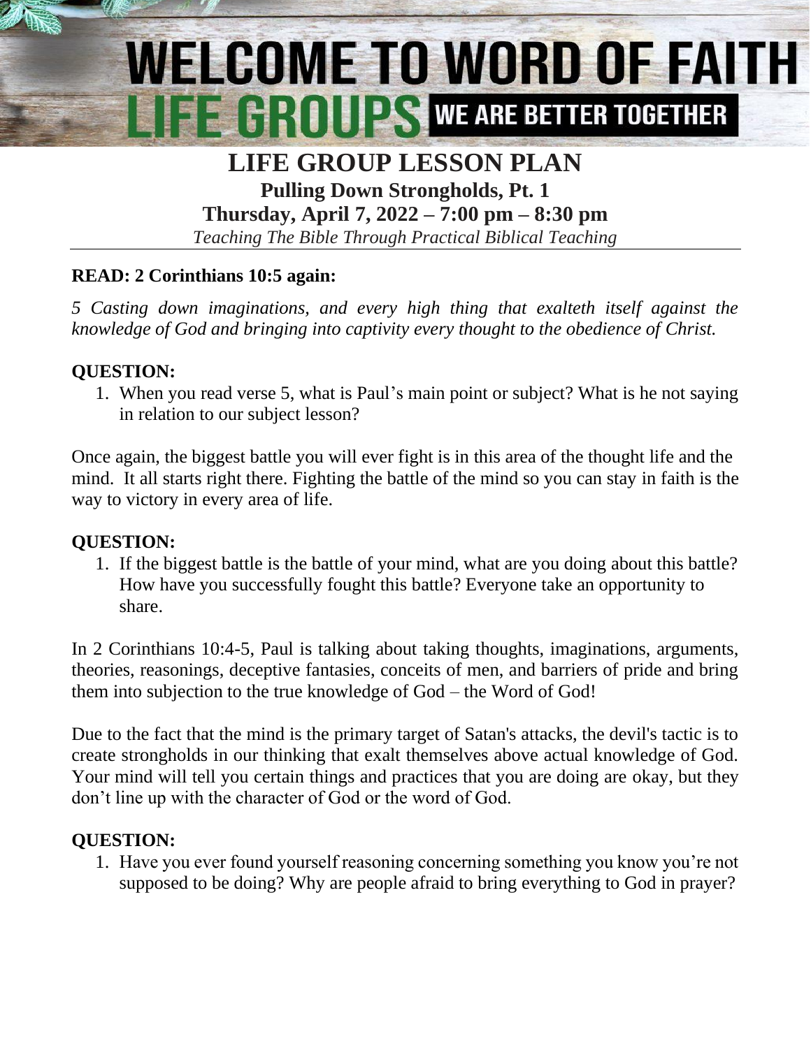# WELCOME TO WORD OF FAITH LIFE GROUPS

**WE ARE BETTER TOGETHER**

## LIFE GROUP LESSON PLAN

### Pulling Down Strongholds, Pt. 1

### Thursday, April 7, 2022 – 7:00 pm – 8:30 pm

*Teaching The Bible Through Practical Biblical Teaching*

---

**READ: 2 Corinthians 10:5 again:**

*5 Casting down imaginations, and every high thing that exalteth itself against the knowledge of God and bringing into captivity every thought to the obedience of Christ.*

**QUESTION:**

1. When you read verse 5, what is Paul's main point or subject? What is he not saying in relation to our subject lesson?

Once again, the biggest battle you will ever fight is in this area of the thought life and the mind. It all starts right there. Fighting the battle of the mind so you can stay in faith is the way to victory in every area of life.

**QUESTION:**

1. If the biggest battle is the battle of your mind, what are you doing about this battle? How have you successfully fought this battle? Everyone take an opportunity to share.

In 2 Corinthians 10:4-5, Paul is talking about taking thoughts, imaginations, arguments, theories, reasonings, deceptive fantasies, conceits of men, and barriers of pride and bring them into subjection to the true knowledge of God – the Word of God!

Due to the fact that the mind is the primary target of Satan's attacks, the devil's tactic is to create strongholds in our thinking that exalt themselves above actual knowledge of God. Your mind will tell you certain things and practices that you are doing are okay, but they don't line up with the character of God or the word of God.

**QUESTION:**

1. Have you ever found yourself reasoning concerning something you know you're not supposed to be doing? Why are people afraid to bring everything to God in prayer?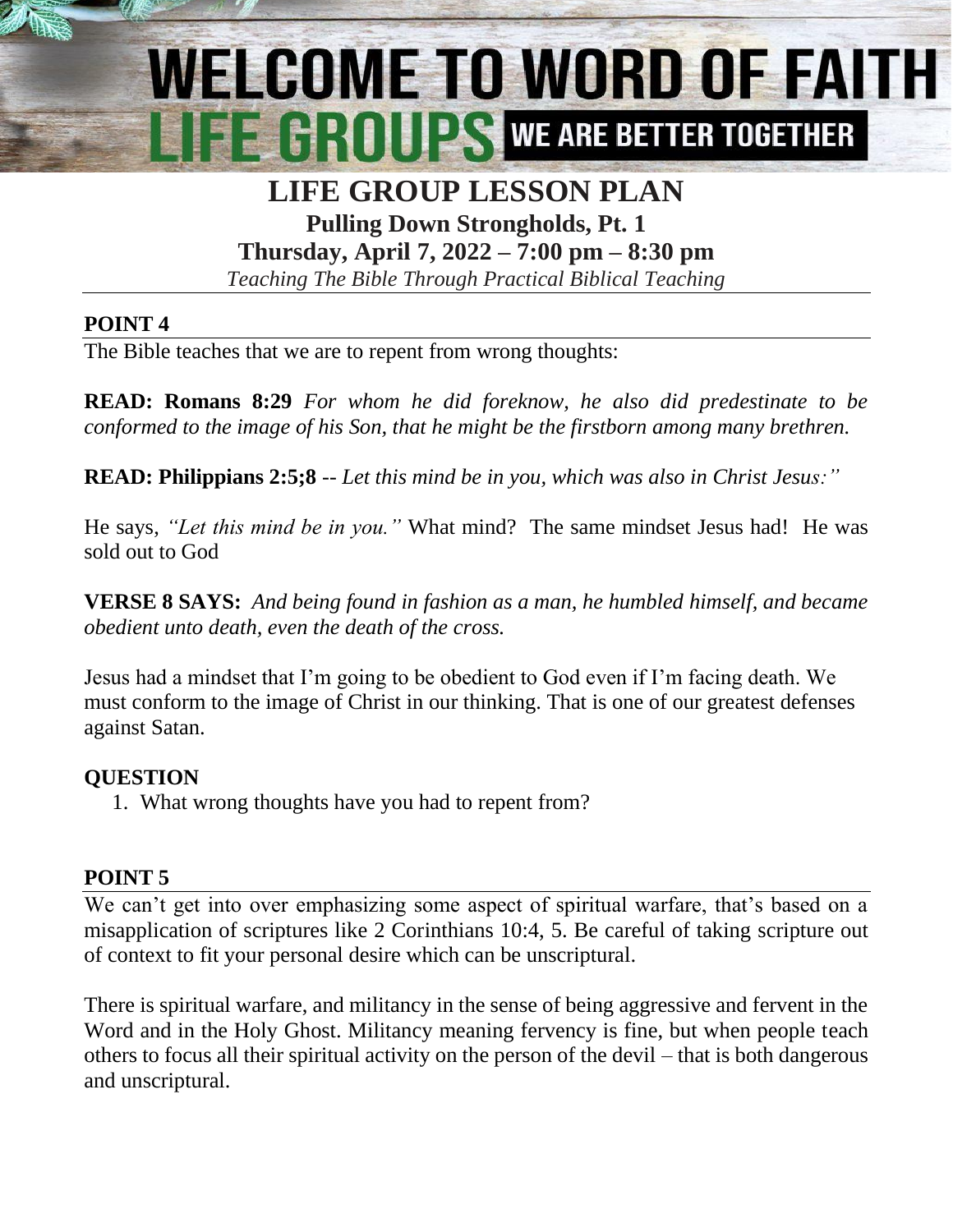# WELCOME TO WORD OF FAITH LIFE GROUPS WE ARE BETTER TOGETHER

## LIFE GROUP LESSON PLAN

**Pulling Down Strongholds, Pt. 1**

**Thursday, April 7, 2022 – 7:00 pm – 8:30 pm**

*Teaching The Bible Through Practical Biblical Teaching*

### POINT 4

The Bible teaches that we are to repent from wrong thoughts:

**READ: Romans 8:29** *For whom he did foreknow, he also did predestinate to be conformed to the image of his Son, that he might be the firstborn among many brethren.*

**READ: Philippians 2:5;8** -- *Let this mind be in you, which was also in Christ Jesus:"*

He says, *"Let this mind be in you."* What mind? The same mindset Jesus had! He was sold out to God

**VERSE 8 SAYS:** *And being found in fashion as a man, he humbled himself, and became obedient unto death, even the death of the cross.*

Jesus had a mindset that I'm going to be obedient to God even if I'm facing death. We must conform to the image of Christ in our thinking. That is one of our greatest defenses against Satan.

### QUESTION

1. What wrong thoughts have you had to repent from?

### POINT 5

We can't get into over emphasizing some aspect of spiritual warfare, that's based on a misapplication of scriptures like 2 Corinthians 10:4, 5. Be careful of taking scripture out of context to fit your personal desire which can be unscriptural.

There is spiritual warfare, and militancy in the sense of being aggressive and fervent in the Word and in the Holy Ghost. Militancy meaning fervency is fine, but when people teach others to focus all their spiritual activity on the person of the devil – that is both dangerous and unscriptural.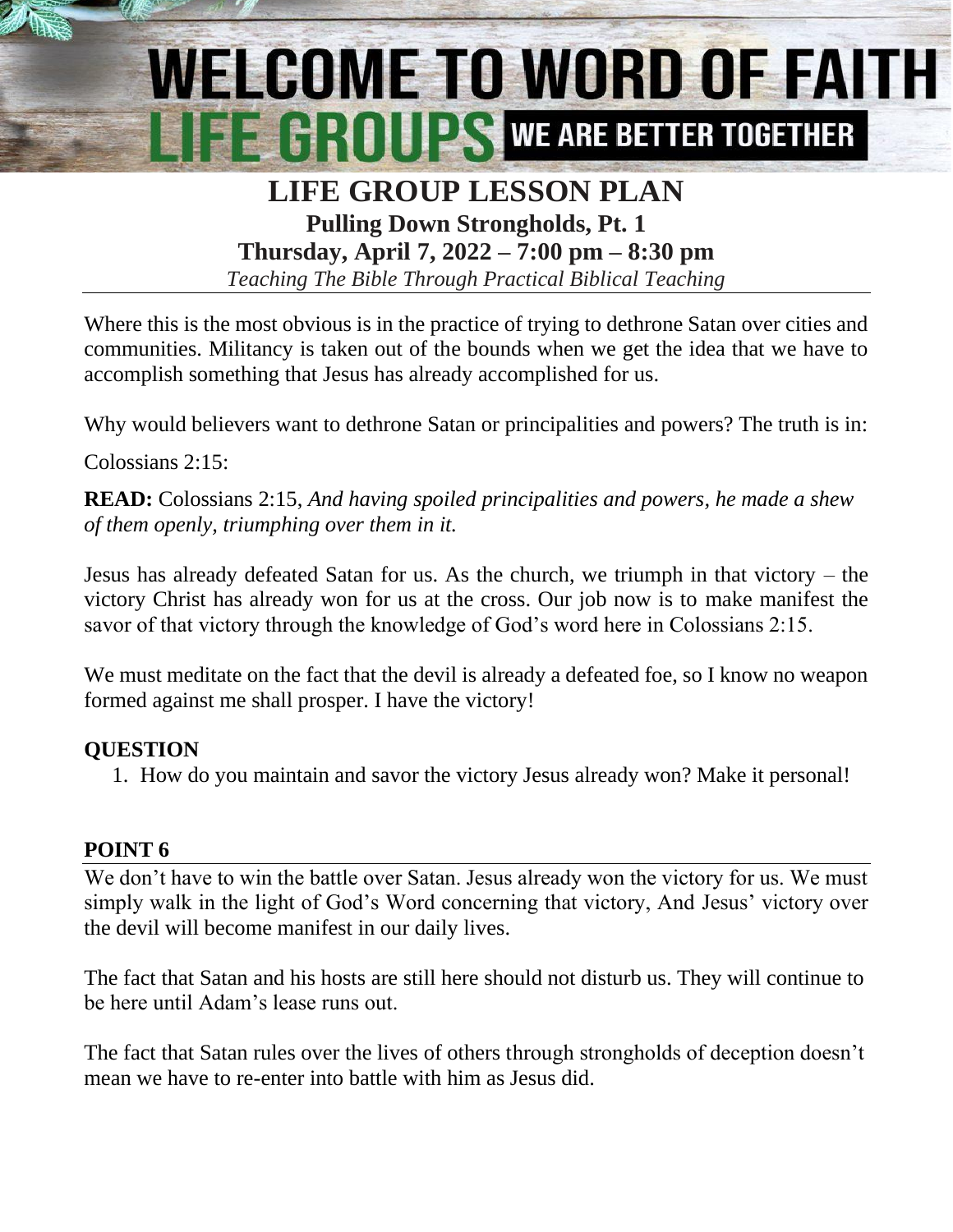# WELCOME TO WORD OF FAITH LIFE GROUPS

WE ARE BETTER TOGETHER

## LIFE GROUP LESSON PLAN

### Pulling Down Strongholds, Pt. 1

### Thursday, April 7, 2022 – 7:00 pm – 8:30 pm

*Teaching The Bible Through Practical Biblical Teaching*

Where this is the most obvious is in the practice of trying to dethrone Satan over cities and communities. Militancy is taken out of the bounds when we get the idea that we have to accomplish something that Jesus has already accomplished for us.

Why would believers want to dethrone Satan or principalities and powers? The truth is in:

Colossians 2:15:

**READ:** Colossians 2:15, *And having spoiled principalities and powers, he made a shew of them openly, triumphing over them in it.*

Jesus has already defeated Satan for us. As the church, we triumph in that victory – the victory Christ has already won for us at the cross. Our job now is to make manifest the savor of that victory through the knowledge of God's word here in Colossians 2:15.

We must meditate on the fact that the devil is already a defeated foe, so I know no weapon formed against me shall prosper. I have the victory!

**QUESTION**

1. How do you maintain and savor the victory Jesus already won? Make it personal!

**POINT 6**

We don't have to win the battle over Satan. Jesus already won the victory for us. We must simply walk in the light of God's Word concerning that victory, And Jesus' victory over the devil will become manifest in our daily lives.

The fact that Satan and his hosts are still here should not disturb us. They will continue to be here until Adam's lease runs out.

The fact that Satan rules over the lives of others through strongholds of deception doesn't mean we have to re-enter into battle with him as Jesus did.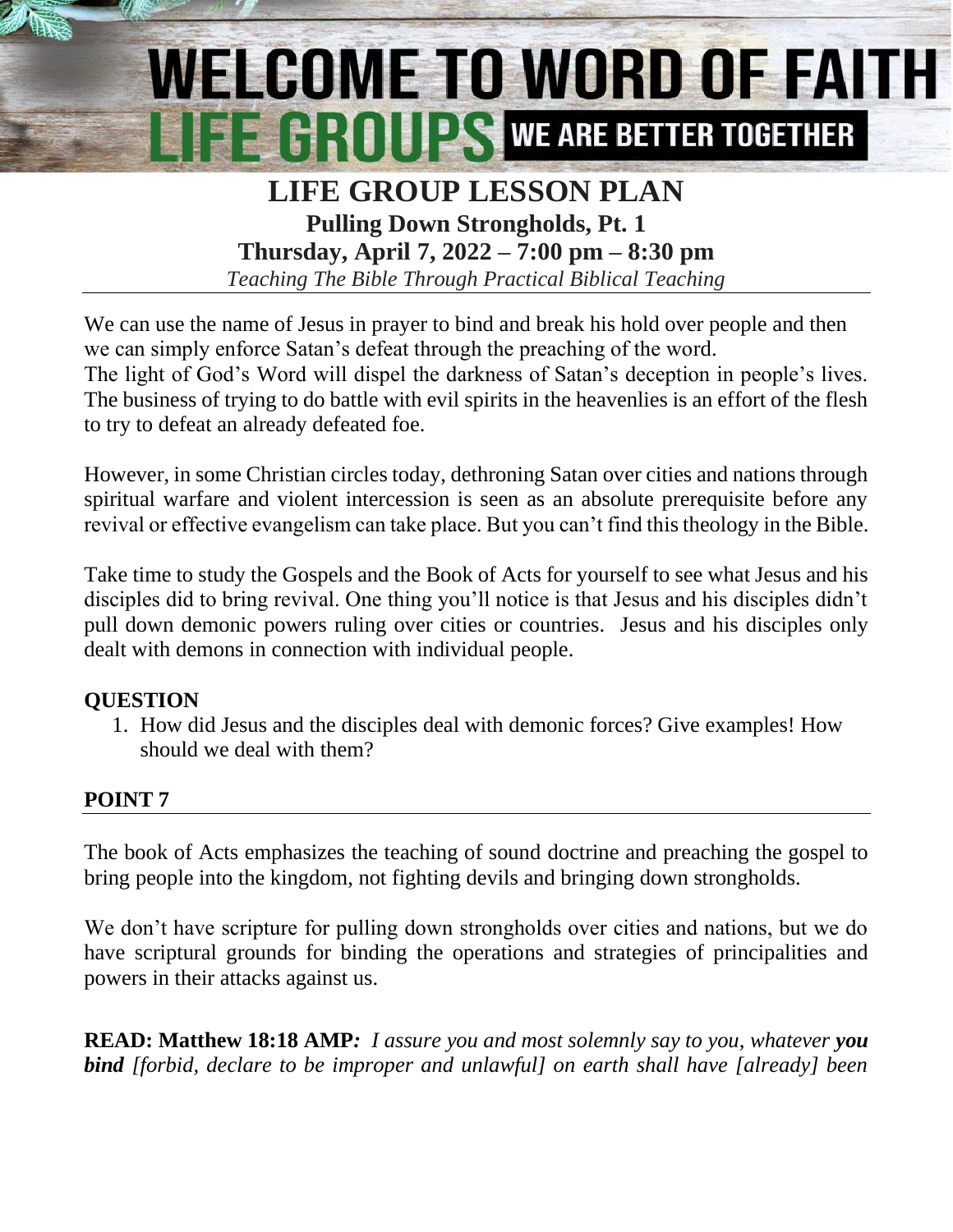# WELCOME TO WORD OF FAITH LIFE GROUPS WE ARE BETTER TOGETHER

## LIFE GROUP LESSON PLAN

### Pulling Down Strongholds, Pt. 1

### Thursday, April 7, 2022 – 7:00 pm – 8:30 pm

*Teaching The Bible Through Practical Biblical Teaching*

We can use the name of Jesus in prayer to bind and break his hold over people and then we can simply enforce Satan's defeat through the preaching of the word.
The light of God's Word will dispel the darkness of Satan's deception in people's lives. The business of trying to do battle with evil spirits in the heavenlies is an effort of the flesh to try to defeat an already defeated foe.

However, in some Christian circles today, dethroning Satan over cities and nations through spiritual warfare and violent intercession is seen as an absolute prerequisite before any revival or effective evangelism can take place. But you can't find this theology in the Bible.

Take time to study the Gospels and the Book of Acts for yourself to see what Jesus and his disciples did to bring revival. One thing you'll notice is that Jesus and his disciples didn't pull down demonic powers ruling over cities or countries. Jesus and his disciples only dealt with demons in connection with individual people.

**QUESTION**

1. How did Jesus and the disciples deal with demonic forces? Give examples! How should we deal with them?

**POINT 7**

The book of Acts emphasizes the teaching of sound doctrine and preaching the gospel to bring people into the kingdom, not fighting devils and bringing down strongholds.

We don't have scripture for pulling down strongholds over cities and nations, but we do have scriptural grounds for binding the operations and strategies of principalities and powers in their attacks against us.

**READ: Matthew 18:18 AMP***: I assure you and most solemnly say to you, whatever **you bind** [forbid, declare to be improper and unlawful] on earth shall have [already] been*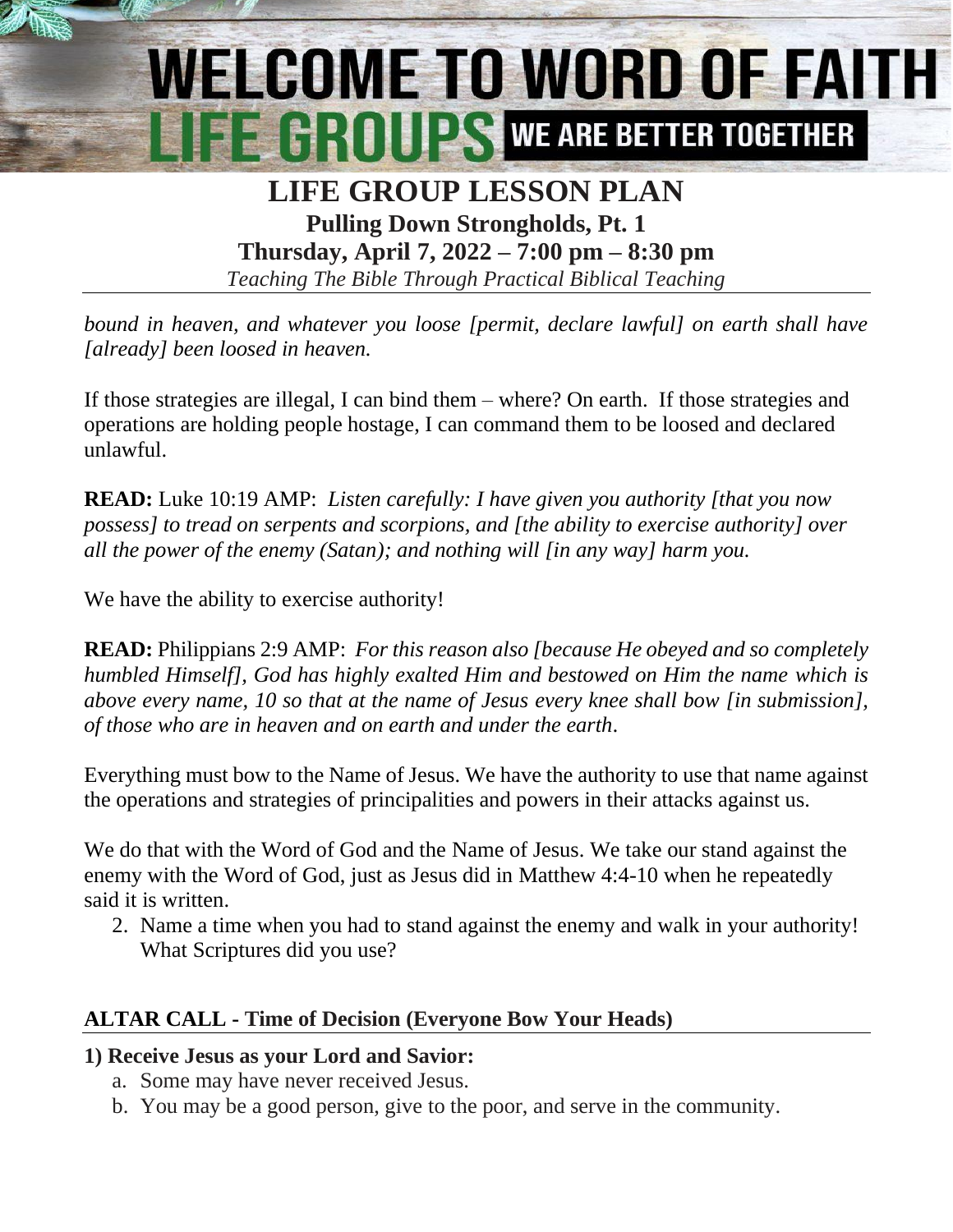*bound in heaven, and whatever you loose [permit, declare lawful] on earth shall have [already] been loosed in heaven.*

If those strategies are illegal, I can bind them – where? On earth. If those strategies and operations are holding people hostage, I can command them to be loosed and declared unlawful.

**READ:** Luke 10:19 AMP: *Listen carefully: I have given you authority [that you now possess] to tread on serpents and scorpions, and [the ability to exercise authority] over all the power of the enemy (Satan); and nothing will [in any way] harm you.*

We have the ability to exercise authority!

**READ:** Philippians 2:9 AMP: *For this reason also [because He obeyed and so completely humbled Himself], God has highly exalted Him and bestowed on Him the name which is above every name, 10 so that at the name of Jesus every knee shall bow [in submission], of those who are in heaven and on earth and under the earth*.

Everything must bow to the Name of Jesus. We have the authority to use that name against the operations and strategies of principalities and powers in their attacks against us.

We do that with the Word of God and the Name of Jesus. We take our stand against the enemy with the Word of God, just as Jesus did in Matthew 4:4-10 when he repeatedly said it is written.

2. Name a time when you had to stand against the enemy and walk in your authority! What Scriptures did you use?

## ALTAR CALL - Time of Decision (Everyone Bow Your Heads)

**1) Receive Jesus as your Lord and Savior:**

a. Some may have never received Jesus.
b. You may be a good person, give to the poor, and serve in the community.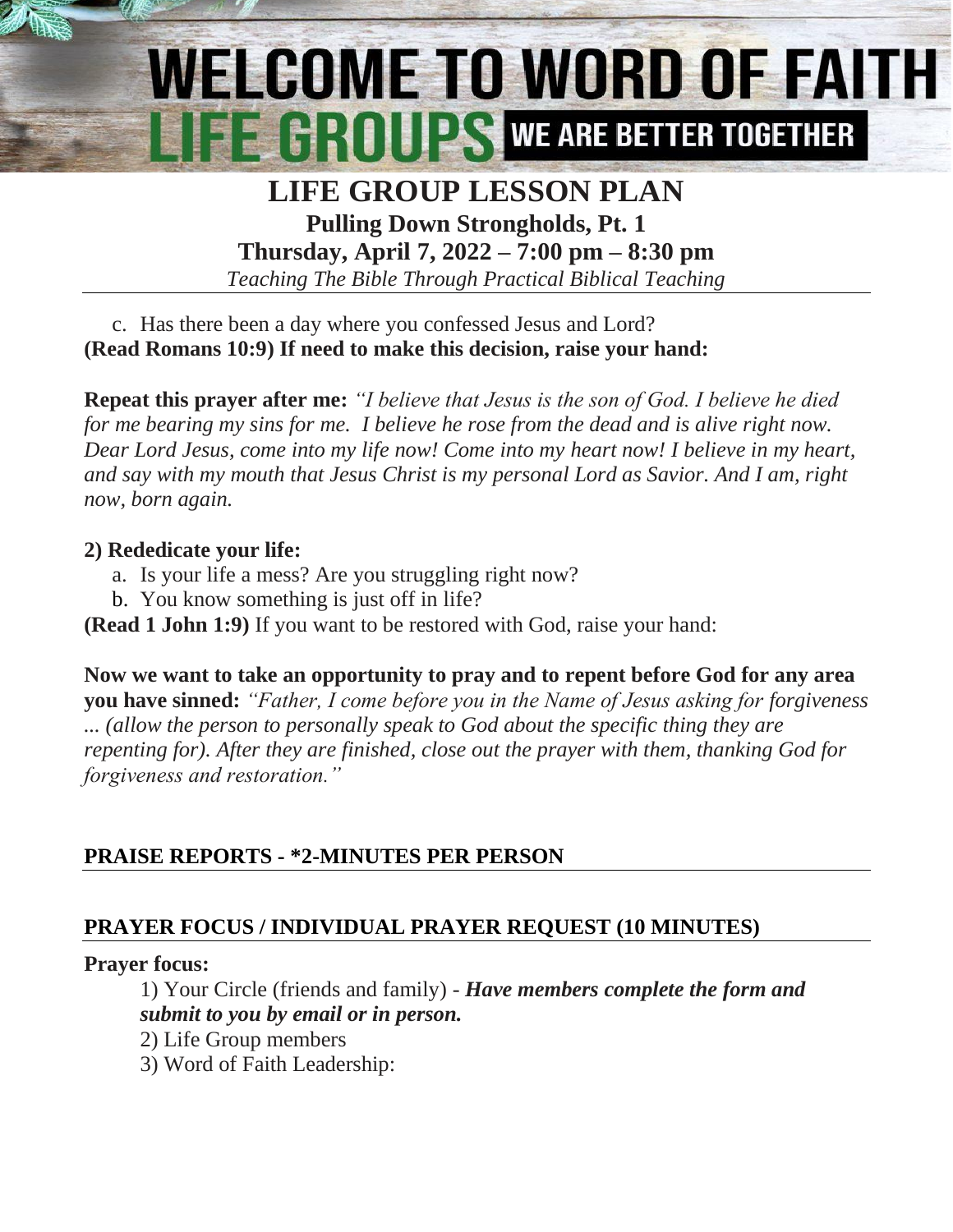# WELCOME TO WORD OF FAITH LIFE GROUPS WE ARE BETTER TOGETHER

## LIFE GROUP LESSON PLAN

**Pulling Down Strongholds, Pt. 1**

**Thursday, April 7, 2022 – 7:00 pm – 8:30 pm**

*Teaching The Bible Through Practical Biblical Teaching*

c. Has there been a day where you confessed Jesus and Lord?

**(Read Romans 10:9) If need to make this decision, raise your hand:**

**Repeat this prayer after me:** *"I believe that Jesus is the son of God. I believe he died for me bearing my sins for me. I believe he rose from the dead and is alive right now. Dear Lord Jesus, come into my life now! Come into my heart now! I believe in my heart, and say with my mouth that Jesus Christ is my personal Lord as Savior. And I am, right now, born again.*

**2) Rededicate your life:**

a. Is your life a mess? Are you struggling right now?
b. You know something is just off in life?

**(Read 1 John 1:9)** If you want to be restored with God, raise your hand:

**Now we want to take an opportunity to pray and to repent before God for any area you have sinned:** *"Father, I come before you in the Name of Jesus asking for forgiveness ... (allow the person to personally speak to God about the specific thing they are repenting for). After they are finished, close out the prayer with them, thanking God for forgiveness and restoration."*

## PRAISE REPORTS - *2-MINUTES PER PERSON

## PRAYER FOCUS / INDIVIDUAL PRAYER REQUEST (10 MINUTES)

**Prayer focus:**

1) Your Circle (friends and family) - ***Have members complete the form and submit to you by email or in person.***
2) Life Group members
3) Word of Faith Leadership: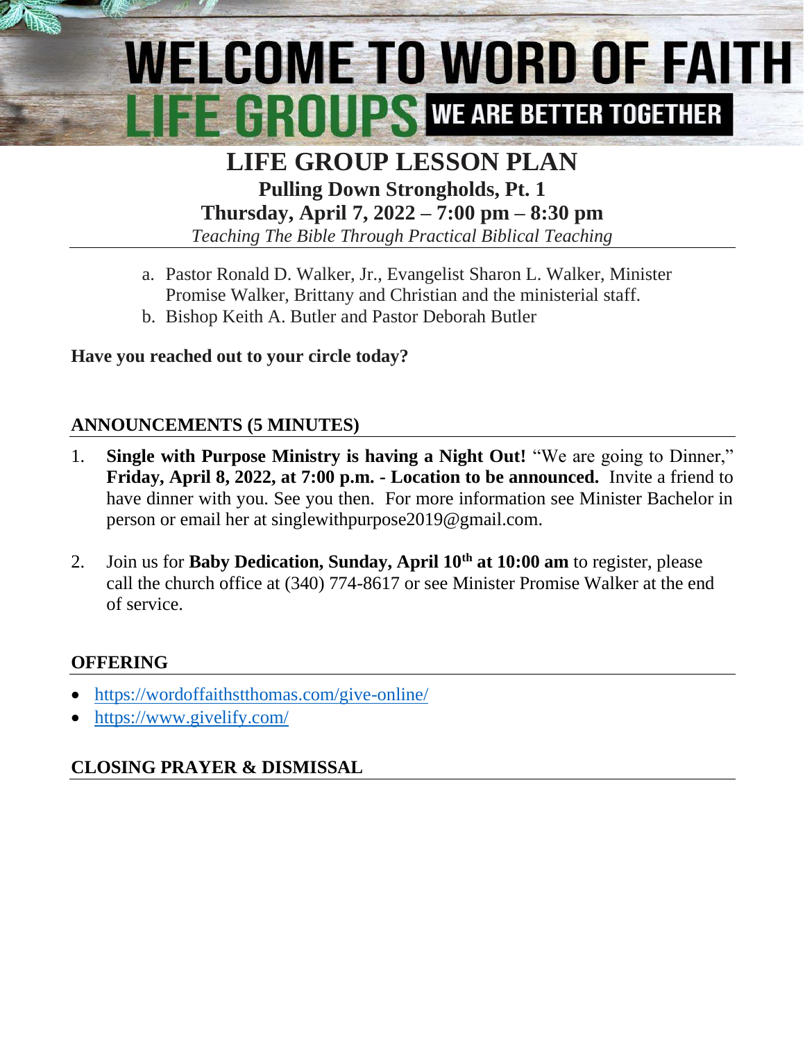# WELCOME TO WORD OF FAITH LIFE GROUPS WE ARE BETTER TOGETHER

## LIFE GROUP LESSON PLAN

### Pulling Down Strongholds, Pt. 1

### Thursday, April 7, 2022 – 7:00 pm – 8:30 pm

*Teaching The Bible Through Practical Biblical Teaching*

a. Pastor Ronald D. Walker, Jr., Evangelist Sharon L. Walker, Minister Promise Walker, Brittany and Christian and the ministerial staff.
b. Bishop Keith A. Butler and Pastor Deborah Butler

**Have you reached out to your circle today?**

**ANNOUNCEMENTS (5 MINUTES)**

1. **Single with Purpose Ministry is having a Night Out!** "We are going to Dinner," **Friday, April 8, 2022, at 7:00 p.m. - Location to be announced.** Invite a friend to have dinner with you. See you then. For more information see Minister Bachelor in person or email her at singlewithpurpose2019@gmail.com.

2. Join us for **Baby Dedication, Sunday, April 10th at 10:00 am** to register, please call the church office at (340) 774-8617 or see Minister Promise Walker at the end of service.

**OFFERING**

- https://wordoffaithstthomas.com/give-online/
- https://www.givelify.com/

**CLOSING PRAYER & DISMISSAL**